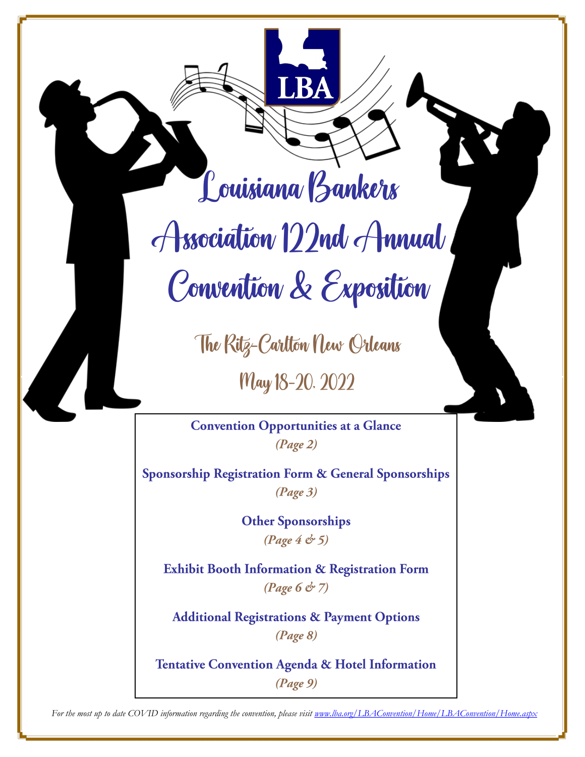LBA

# Louisiana Bankers Association 122nd Annual Convention & Exposition

## The Ritz-Carlton New Orleans

## May 18-20, 2022

**Convention Opportunities at a Glance**
***(Page 2)***

**Sponsorship Registration Form & General Sponsorships**
***(Page 3)***

**Other Sponsorships**
***(Page 4 & 5)***

**Exhibit Booth Information & Registration Form**
***(Page 6 & 7)***

**Additional Registrations & Payment Options**
***(Page 8)***

**Tentative Convention Agenda & Hotel Information**
***(Page 9)***

*For the most up to date COVID information regarding the convention, please visit [www.lba.org/LBAConvention/Home/LBAConvention/Home.aspx](www.lba.org/LBAConvention/Home/LBAConvention/Home.aspx)*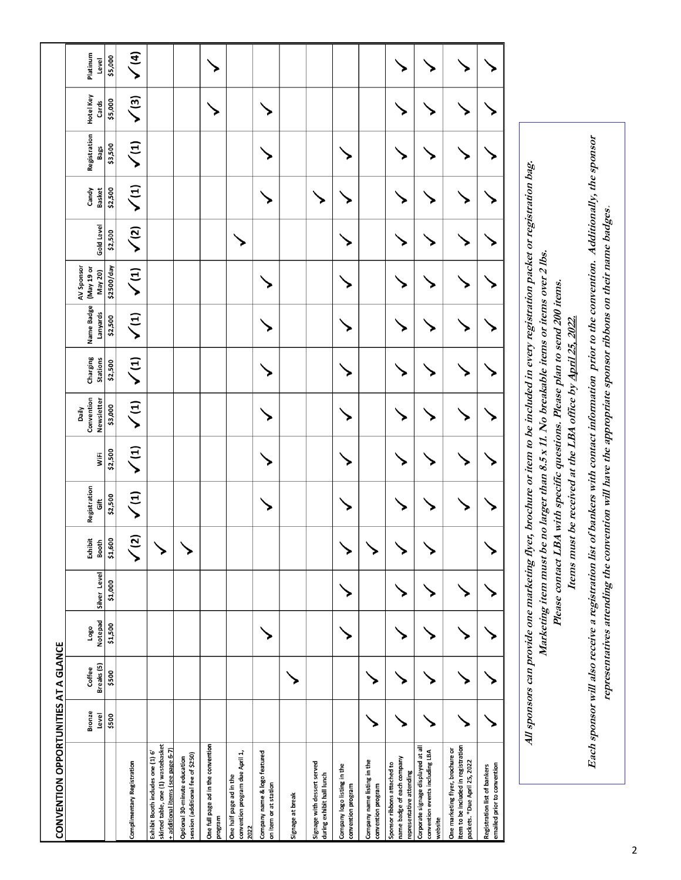## CONVENTION OPPORTUNITIES AT A GLANCE

| | Bronze Level | Coffee Breaks (5) | Logo Notepad | Silver Level | Exhibit Booth | Registration Gift | WiFi | Daily Convention Newsletter | Charging Stations | Name Badge Lanyards | AV Sponsor (May 19 or May 20) | Gold Level | Candy Basket | Registration Bags | Hotel Key Cards | Platinum Level |
|---|---|---|---|---|---|---|---|---|---|---|---|---|---|---|---|---|
| | $500 | $500 | $1,500 | $1,000 | $1,600 | $2,500 | $2,500 | $3,000 | $2,500 | $2,500 | $2500/day | $2,500 | $2,500 | $3,500 | $5,000 | $5,000 |
| Complimentary Registration | | | | | ✓(2) | ✓(1) | ✓(1) | ✓(1) | ✓(1) | ✓(1) | ✓(1) | ✓(2) | ✓(1) | ✓(1) | ✓(3) | ✓(4) |
| Exhibit Booth includes one (1) 6' skirted table, one (1) wastebasket + additional items (see page 6-7) | | | | | ✓ | | | | | | | | | | | |
| Optional 30-minute education session (additional fee of $250) | | | | | ✓ | | | | | | | | | | | |
| One full page ad in the convention program | | | | | | | | | | | | | | | ✓ | ✓ |
| One half page ad in the convention program due April 1, 2022 | | | | | | | | | | | | ✓ | | | | |
| Company name & logo featured on item or at station | | | ✓ | | | ✓ | ✓ | ✓ | ✓ | ✓ | ✓ | | ✓ | ✓ | ✓ | |
| Signage at break | | ✓ | | | | | | | | | | | | | | |
| Signage with dessert served during exhibit hall lunch | | | | | | | | | | | | | ✓ | | | |
| Company logo listing in the convention program | | | ✓ | ✓ | ✓ | ✓ | ✓ | ✓ | ✓ | ✓ | ✓ | ✓ | ✓ | ✓ | | |
| Company name listing in the convention program | ✓ | ✓ | | | ✓ | | | | | | | | | | | |
| Sponsor ribbons attached to name badge of each company representative attending | ✓ | ✓ | ✓ | ✓ | ✓ | ✓ | ✓ | ✓ | ✓ | ✓ | ✓ | ✓ | ✓ | ✓ | ✓ | ✓ |
| Corporate signage displayed at all convention events including LBA website | ✓ | ✓ | ✓ | ✓ | ✓ | ✓ | ✓ | ✓ | ✓ | ✓ | ✓ | ✓ | ✓ | ✓ | ✓ | ✓ |
| One marketing flyer, brochure or item to be included in registration packets. *Due April 25, 2022 | ✓ | ✓ | ✓ | ✓ | | ✓ | ✓ | ✓ | ✓ | ✓ | ✓ | ✓ | ✓ | ✓ | ✓ | ✓ |
| Registration list of bankers emailed prior to convention | ✓ | ✓ | ✓ | ✓ | ✓ | ✓ | ✓ | ✓ | ✓ | ✓ | ✓ | ✓ | ✓ | ✓ | ✓ | ✓ |

*All sponsors can provide one marketing flyer, brochure or item to be included in every registration packet or registration bag.*
*Marketing item must be no larger than 8.5 x 11. No breakable items or items over 2 lbs.*
*Please contact LBA with specific questions. Please plan to send 200 items.*
*Items must be received at the LBA office by **April 25, 2022.***

*Each sponsor will also receive a registration list of bankers with contact information prior to the convention. Additionally, the sponsor representatives attending the convention will have the appropriate sponsor ribbons on their name badges.*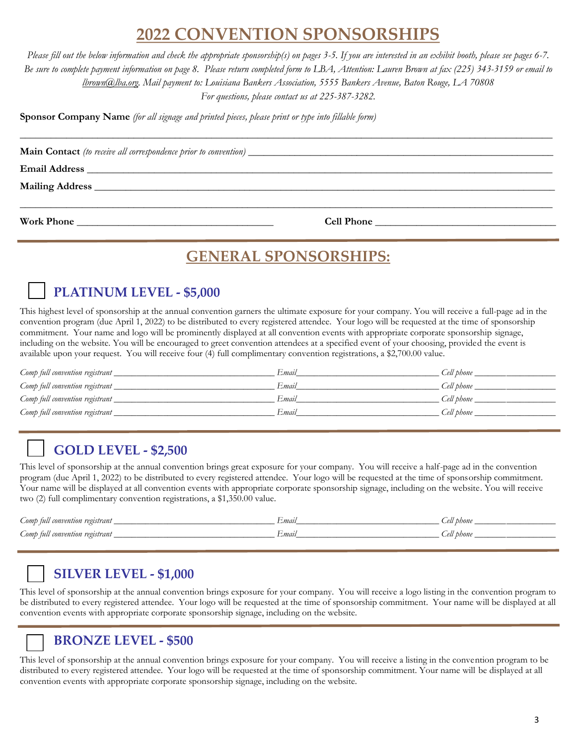# 2022 CONVENTION SPONSORSHIPS

*Please fill out the below information and check the appropriate sponsorship(s) on pages 3-5. If you are interested in an exhibit booth, please see pages 6-7. Be sure to complete payment information on page 8. Please return completed form to LBA, Attention: Lauren Brown at fax (225) 343-3159 or email to lbrown@lba.org. Mail payment to: Louisiana Bankers Association, 5555 Bankers Avenue, Baton Rouge, LA 70808*

*For questions, please contact us at 225-387-3282.*

**Sponsor Company Name** *(for all signage and printed pieces, please print or type into fillable form)*

______________________________________________________________________________

**Main Contact** *(to receive all correspondence prior to convention)* ______________________________

**Email Address** ______________________________________________________________

**Mailing Address** ____________________________________________________________

______________________________________________________________________________

**Work Phone** ______________________________ **Cell Phone** ______________________________

## GENERAL SPONSORSHIPS:

### ☐ PLATINUM LEVEL - $5,000

This highest level of sponsorship at the annual convention garners the ultimate exposure for your company. You will receive a full-page ad in the convention program (due April 1, 2022) to be distributed to every registered attendee. Your logo will be requested at the time of sponsorship commitment. Your name and logo will be prominently displayed at all convention events with appropriate corporate sponsorship signage, including on the website. You will be encouraged to greet convention attendees at a specified event of your choosing, provided the event is available upon your request. You will receive four (4) full complimentary convention registrations, a $2,700.00 value.

*Comp full convention registrant* ______________________ *Email* ______________________ *Cell phone* ______________

*Comp full convention registrant* ______________________ *Email* ______________________ *Cell phone* ______________

*Comp full convention registrant* ______________________ *Email* ______________________ *Cell phone* ______________

*Comp full convention registrant* ______________________ *Email* ______________________ *Cell phone* ______________

### ☐ GOLD LEVEL - $2,500

This level of sponsorship at the annual convention brings great exposure for your company. You will receive a half-page ad in the convention program (due April 1, 2022) to be distributed to every registered attendee. Your logo will be requested at the time of sponsorship commitment. Your name will be displayed at all convention events with appropriate corporate sponsorship signage, including on the website. You will receive two (2) full complimentary convention registrations, a $1,350.00 value.

*Comp full convention registrant* ______________________ *Email* ______________________ *Cell phone* ______________

*Comp full convention registrant* ______________________ *Email* ______________________ *Cell phone* ______________

### ☐ SILVER LEVEL - $1,000

This level of sponsorship at the annual convention brings exposure for your company. You will receive a logo listing in the convention program to be distributed to every registered attendee. Your logo will be requested at the time of sponsorship commitment. Your name will be displayed at all convention events with appropriate corporate sponsorship signage, including on the website.

### ☐ BRONZE LEVEL - $500

This level of sponsorship at the annual convention brings exposure for your company. You will receive a listing in the convention program to be distributed to every registered attendee. Your logo will be requested at the time of sponsorship commitment. Your name will be displayed at all convention events with appropriate corporate sponsorship signage, including on the website.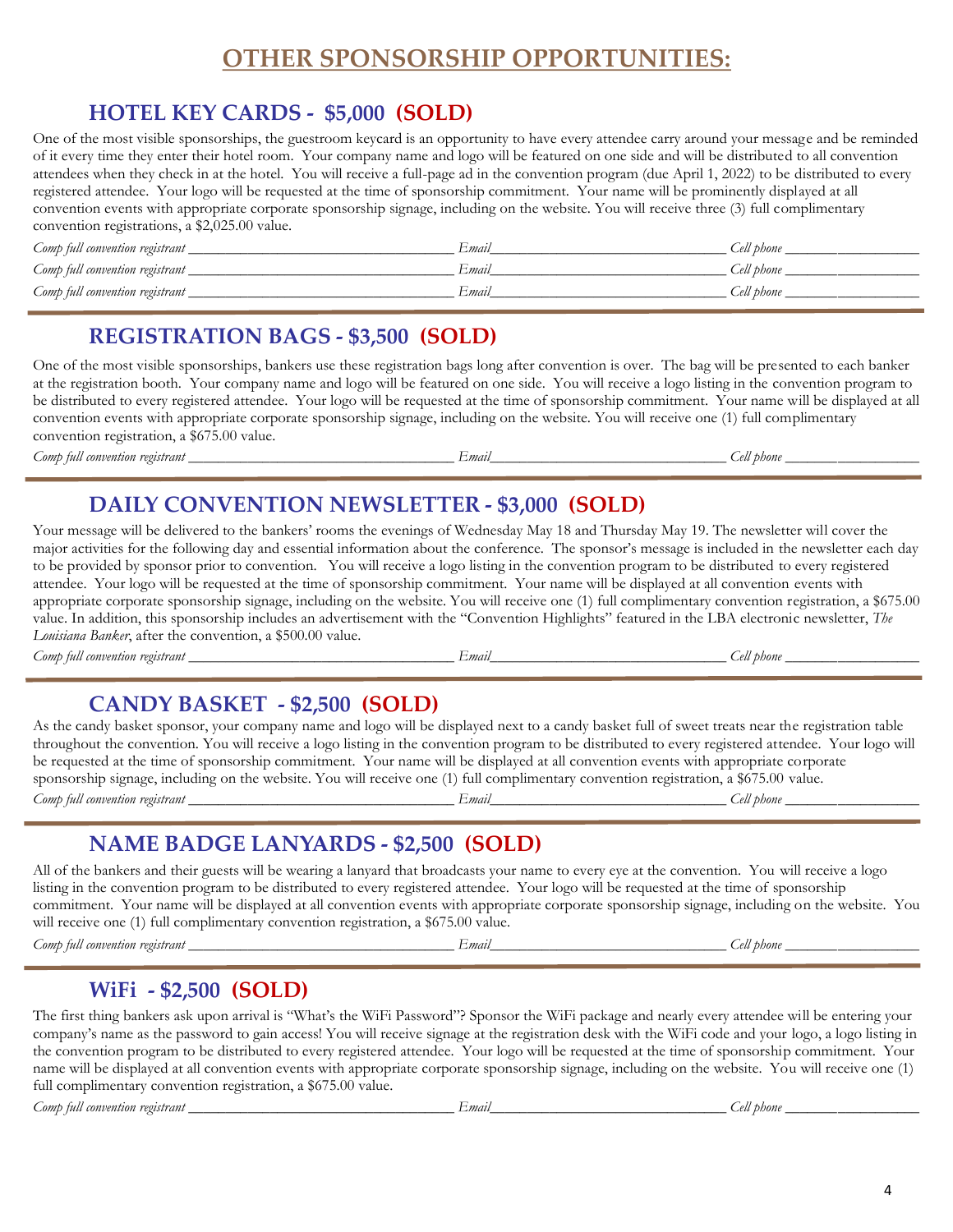# OTHER SPONSORSHIP OPPORTUNITIES:

## HOTEL KEY CARDS - $5,000 (SOLD)

One of the most visible sponsorships, the guestroom keycard is an opportunity to have every attendee carry around your message and be reminded of it every time they enter their hotel room. Your company name and logo will be featured on one side and will be distributed to all convention attendees when they check in at the hotel. You will receive a full-page ad in the convention program (due April 1, 2022) to be distributed to every registered attendee. Your logo will be requested at the time of sponsorship commitment. Your name will be prominently displayed at all convention events with appropriate corporate sponsorship signage, including on the website. You will receive three (3) full complimentary convention registrations, a $2,025.00 value.

*Comp full convention registrant* ____________________ *Email* ____________________ *Cell phone* ____________________

*Comp full convention registrant* ____________________ *Email* ____________________ *Cell phone* ____________________

*Comp full convention registrant* ____________________ *Email* ____________________ *Cell phone* ____________________

## REGISTRATION BAGS - $3,500 (SOLD)

One of the most visible sponsorships, bankers use these registration bags long after convention is over. The bag will be presented to each banker at the registration booth. Your company name and logo will be featured on one side. You will receive a logo listing in the convention program to be distributed to every registered attendee. Your logo will be requested at the time of sponsorship commitment. Your name will be displayed at all convention events with appropriate corporate sponsorship signage, including on the website. You will receive one (1) full complimentary convention registration, a $675.00 value.

*Comp full convention registrant* ____________________ *Email* ____________________ *Cell phone* ____________________

## DAILY CONVENTION NEWSLETTER - $3,000 (SOLD)

Your message will be delivered to the bankers' rooms the evenings of Wednesday May 18 and Thursday May 19. The newsletter will cover the major activities for the following day and essential information about the conference. The sponsor's message is included in the newsletter each day to be provided by sponsor prior to convention. You will receive a logo listing in the convention program to be distributed to every registered attendee. Your logo will be requested at the time of sponsorship commitment. Your name will be displayed at all convention events with appropriate corporate sponsorship signage, including on the website. You will receive one (1) full complimentary convention registration, a $675.00 value. In addition, this sponsorship includes an advertisement with the "Convention Highlights" featured in the LBA electronic newsletter, *The Louisiana Banker*, after the convention, a $500.00 value.

*Comp full convention registrant* ____________________ *Email* ____________________ *Cell phone* ____________________

## CANDY BASKET - $2,500 (SOLD)

As the candy basket sponsor, your company name and logo will be displayed next to a candy basket full of sweet treats near the registration table throughout the convention. You will receive a logo listing in the convention program to be distributed to every registered attendee. Your logo will be requested at the time of sponsorship commitment. Your name will be displayed at all convention events with appropriate corporate sponsorship signage, including on the website. You will receive one (1) full complimentary convention registration, a $675.00 value.

*Comp full convention registrant* ____________________ *Email* ____________________ *Cell phone* ____________________

## NAME BADGE LANYARDS - $2,500 (SOLD)

All of the bankers and their guests will be wearing a lanyard that broadcasts your name to every eye at the convention. You will receive a logo listing in the convention program to be distributed to every registered attendee. Your logo will be requested at the time of sponsorship commitment. Your name will be displayed at all convention events with appropriate corporate sponsorship signage, including on the website. You will receive one (1) full complimentary convention registration, a $675.00 value.

*Comp full convention registrant* ____________________ *Email* ____________________ *Cell phone* ____________________

## WiFi - $2,500 (SOLD)

The first thing bankers ask upon arrival is "What's the WiFi Password"? Sponsor the WiFi package and nearly every attendee will be entering your company's name as the password to gain access! You will receive signage at the registration desk with the WiFi code and your logo, a logo listing in the convention program to be distributed to every registered attendee. Your logo will be requested at the time of sponsorship commitment. Your name will be displayed at all convention events with appropriate corporate sponsorship signage, including on the website. You will receive one (1) full complimentary convention registration, a $675.00 value.

*Comp full convention registrant* ____________________ *Email* ____________________ *Cell phone* ____________________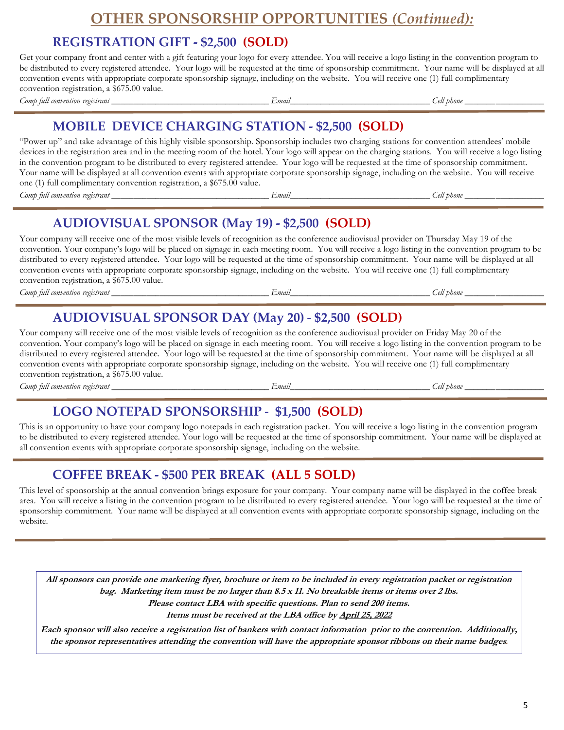# OTHER SPONSORSHIP OPPORTUNITIES *(Continued):*

## REGISTRATION GIFT - $2,500 (SOLD)

Get your company front and center with a gift featuring your logo for every attendee. You will receive a logo listing in the convention program to be distributed to every registered attendee. Your logo will be requested at the time of sponsorship commitment. Your name will be displayed at all convention events with appropriate corporate sponsorship signage, including on the website. You will receive one (1) full complimentary convention registration, a $675.00 value.

*Comp full convention registrant* ___________________________________ *Email*_______________________________ *Cell phone* __________________

## MOBILE DEVICE CHARGING STATION - $2,500 (SOLD)

"Power up" and take advantage of this highly visible sponsorship. Sponsorship includes two charging stations for convention attendees' mobile devices in the registration area and in the meeting room of the hotel. Your logo will appear on the charging stations. You will receive a logo listing in the convention program to be distributed to every registered attendee. Your logo will be requested at the time of sponsorship commitment. Your name will be displayed at all convention events with appropriate corporate sponsorship signage, including on the website. You will receive one (1) full complimentary convention registration, a $675.00 value.

*Comp full convention registrant* ___________________________________ *Email*_______________________________ *Cell phone* __________________

## AUDIOVISUAL SPONSOR (May 19) - $2,500 (SOLD)

Your company will receive one of the most visible levels of recognition as the conference audiovisual provider on Thursday May 19 of the convention. Your company's logo will be placed on signage in each meeting room. You will receive a logo listing in the convention program to be distributed to every registered attendee. Your logo will be requested at the time of sponsorship commitment. Your name will be displayed at all convention events with appropriate corporate sponsorship signage, including on the website. You will receive one (1) full complimentary convention registration, a $675.00 value.

*Comp full convention registrant* ___________________________________ *Email*_______________________________ *Cell phone* __________________

## AUDIOVISUAL SPONSOR DAY (May 20) - $2,500 (SOLD)

Your company will receive one of the most visible levels of recognition as the conference audiovisual provider on Friday May 20 of the convention. Your company's logo will be placed on signage in each meeting room. You will receive a logo listing in the convention program to be distributed to every registered attendee. Your logo will be requested at the time of sponsorship commitment. Your name will be displayed at all convention events with appropriate corporate sponsorship signage, including on the website. You will receive one (1) full complimentary convention registration, a $675.00 value.

*Comp full convention registrant* ___________________________________ *Email*_______________________________ *Cell phone* __________________

## LOGO NOTEPAD SPONSORSHIP - $1,500 (SOLD)

This is an opportunity to have your company logo notepads in each registration packet. You will receive a logo listing in the convention program to be distributed to every registered attendee. Your logo will be requested at the time of sponsorship commitment. Your name will be displayed at all convention events with appropriate corporate sponsorship signage, including on the website.

## COFFEE BREAK - $500 PER BREAK (ALL 5 SOLD)

This level of sponsorship at the annual convention brings exposure for your company. Your company name will be displayed in the coffee break area. You will receive a listing in the convention program to be distributed to every registered attendee. Your logo will be requested at the time of sponsorship commitment. Your name will be displayed at all convention events with appropriate corporate sponsorship signage, including on the website.

***All sponsors can provide one marketing flyer, brochure or item to be included in every registration packet or registration bag. Marketing item must be no larger than 8.5 x 11. No breakable items or items over 2 lbs.***
***Please contact LBA with specific questions. Plan to send 200 items.***
***Items must be received at the LBA office by <u>April 25, 2022</u>***

***Each sponsor will also receive a registration list of bankers with contact information prior to the convention. Additionally, the sponsor representatives attending the convention will have the appropriate sponsor ribbons on their name badges.***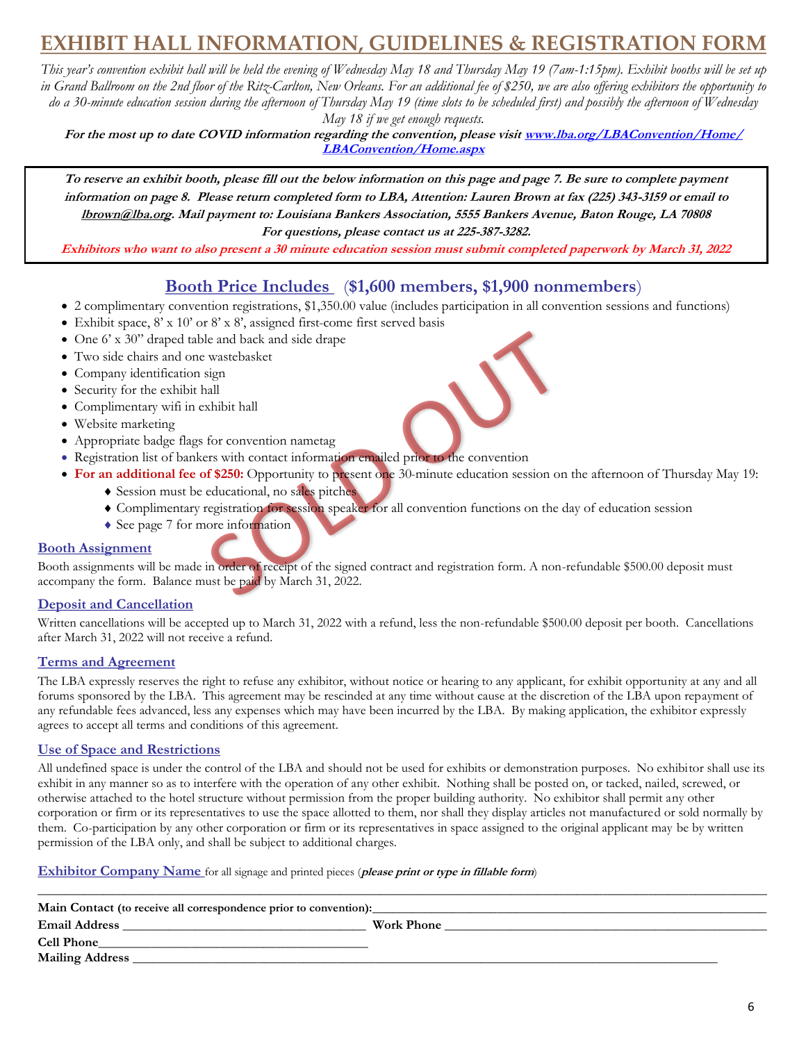# EXHIBIT HALL INFORMATION, GUIDELINES & REGISTRATION FORM

*This year's convention exhibit hall will be held the evening of Wednesday May 18 and Thursday May 19 (7am-1:15pm). Exhibit booths will be set up in Grand Ballroom on the 2nd floor of the Ritz-Carlton, New Orleans. For an additional fee of $250, we are also offering exhibitors the opportunity to do a 30-minute education session during the afternoon of Thursday May 19 (time slots to be scheduled first) and possibly the afternoon of Wednesday May 18 if we get enough requests.*

***For the most up to date COVID information regarding the convention, please visit [www.lba.org/LBAConvention/Home/LBAConvention/Home.aspx](www.lba.org/LBAConvention/Home/LBAConvention/Home.aspx)***

***To reserve an exhibit booth, please fill out the below information on this page and page 7. Be sure to complete payment information on page 8. Please return completed form to LBA, Attention: Lauren Brown at fax (225) 343-3159 or email to lbrown@lba.org. Mail payment to: Louisiana Bankers Association, 5555 Bankers Avenue, Baton Rouge, LA 70808***
***For questions, please contact us at 225-387-3282.***

***Exhibitors who want to also present a 30 minute education session must submit completed paperwork by March 31, 2022***

## Booth Price Includes (**$1,600 members, $1,900 nonmembers**)

SOLD OUT

- 2 complimentary convention registrations, $1,350.00 value (includes participation in all convention sessions and functions)
- Exhibit space, 8' x 10' or 8' x 8', assigned first-come first served basis
- One 6' x 30" draped table and back and side drape
- Two side chairs and one wastebasket
- Company identification sign
- Security for the exhibit hall
- Complimentary wifi in exhibit hall
- Website marketing
- Appropriate badge flags for convention nametag
- Registration list of bankers with contact information emailed prior to the convention
- **For an additional fee of $250:** Opportunity to present one 30-minute education session on the afternoon of Thursday May 19:
  - Session must be educational, no sales pitches
  - Complimentary registration for session speaker for all convention functions on the day of education session
  - See page 7 for more information

### Booth Assignment

Booth assignments will be made in order of receipt of the signed contract and registration form. A non-refundable $500.00 deposit must accompany the form. Balance must be paid by March 31, 2022.

### Deposit and Cancellation

Written cancellations will be accepted up to March 31, 2022 with a refund, less the non-refundable $500.00 deposit per booth. Cancellations after March 31, 2022 will not receive a refund.

### Terms and Agreement

The LBA expressly reserves the right to refuse any exhibitor, without notice or hearing to any applicant, for exhibit opportunity at any and all forums sponsored by the LBA. This agreement may be rescinded at any time without cause at the discretion of the LBA upon repayment of any refundable fees advanced, less any expenses which may have been incurred by the LBA. By making application, the exhibitor expressly agrees to accept all terms and conditions of this agreement.

### Use of Space and Restrictions

All undefined space is under the control of the LBA and should not be used for exhibits or demonstration purposes. No exhibitor shall use its exhibit in any manner so as to interfere with the operation of any other exhibit. Nothing shall be posted on, or tacked, nailed, screwed, or otherwise attached to the hotel structure without permission from the proper building authority. No exhibitor shall permit any other corporation or firm or its representatives to use the space allotted to them, nor shall they display articles not manufactured or sold normally by them. Co-participation by any other corporation or firm or its representatives in space assigned to the original applicant may be by written permission of the LBA only, and shall be subject to additional charges.

**Exhibitor Company Name** for all signage and printed pieces (***please print or type in fillable form***)

______________________________________________________________________________

**Main Contact** (to receive all correspondence prior to convention):______________________________

**Email Address** ______________________________ **Work Phone** ______________________________

**Cell Phone**______________________________

**Mailing Address** ______________________________________________________________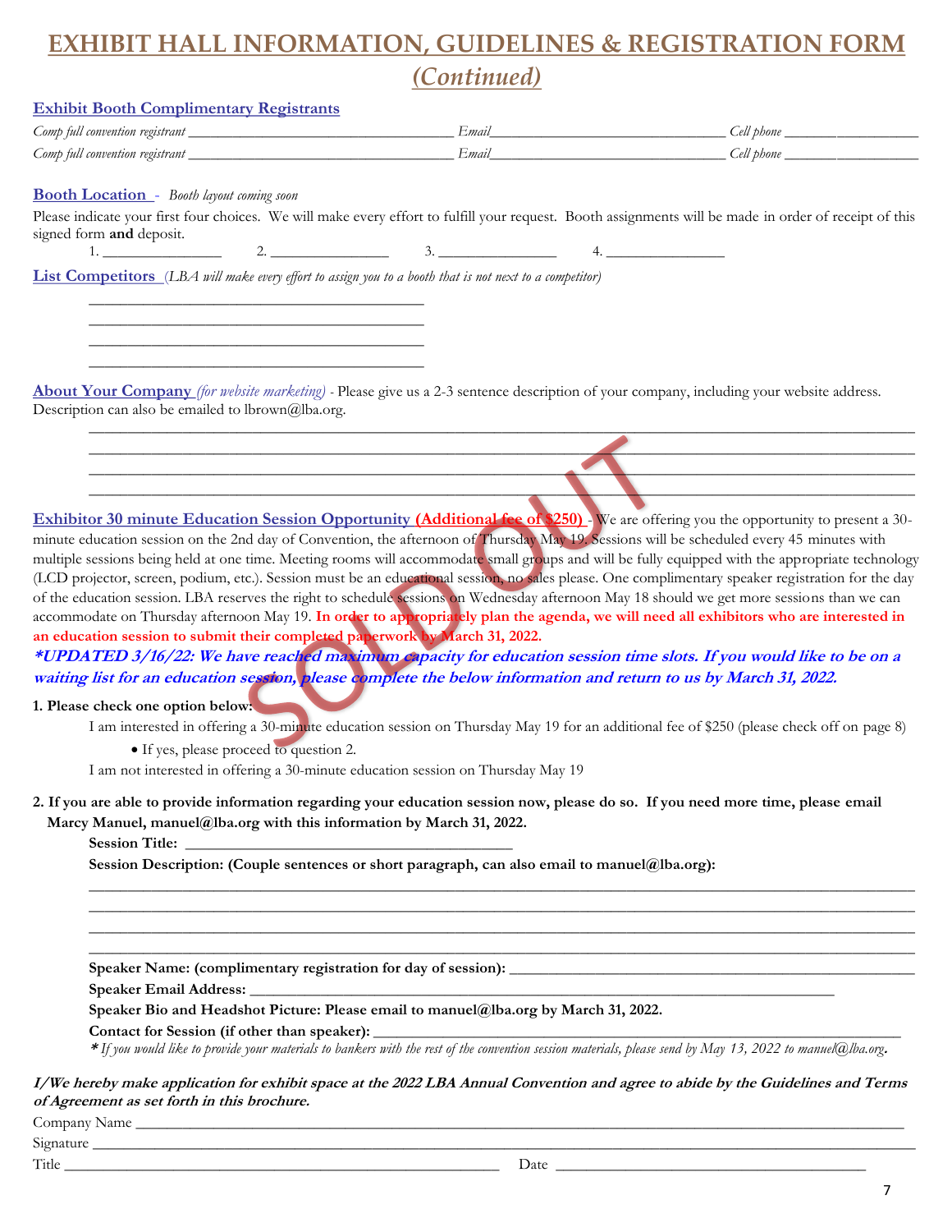# EXHIBIT HALL INFORMATION, GUIDELINES & REGISTRATION FORM

## *(Continued)*

### Exhibit Booth Complimentary Registrants

*Comp full convention registrant* ______________________________ *Email*______________________________ *Cell phone* __________________

*Comp full convention registrant* ______________________________ *Email*______________________________ *Cell phone* __________________

### Booth Location - *Booth layout coming soon*

Please indicate your first four choices. We will make every effort to fulfill your request. Booth assignments will be made in order of receipt of this signed form **and** deposit.

1. _______________ 2. _______________ 3. _______________ 4. _______________

### List Competitors *(LBA will make every effort to assign you to a booth that is not next to a competitor)*

________________________________________

________________________________________

________________________________________

________________________________________

### About Your Company *(for website marketing)* - Please give us a 2-3 sentence description of your company, including your website address. Description can also be emailed to lbrown@lba.org.

________________________________________________________________________________

________________________________________________________________________________

________________________________________________________________________________

________________________________________________________________________________

SOLD OUT

### Exhibitor 30 minute Education Session Opportunity (Additional fee of $250) - We are offering you the opportunity to present a 30-minute education session on the 2nd day of Convention, the afternoon of Thursday May 19. Sessions will be scheduled every 45 minutes with multiple sessions being held at one time. Meeting rooms will accommodate small groups and will be fully equipped with the appropriate technology (LCD projector, screen, podium, etc.). Session must be an educational session, no sales please. One complimentary speaker registration for the day of the education session. LBA reserves the right to schedule sessions on Wednesday afternoon May 18 should we get more sessions than we can accommodate on Thursday afternoon May 19. **In order to appropriately plan the agenda, we will need all exhibitors who are interested in an education session to submit their completed paperwork by March 31, 2022.**

***\*UPDATED 3/16/22: We have reached maximum capacity for education session time slots. If you would like to be on a waiting list for an education session, please complete the below information and return to us by March 31, 2022.***

**1. Please check one option below:**

I am interested in offering a 30-minute education session on Thursday May 19 for an additional fee of $250 (please check off on page 8)

- If yes, please proceed to question 2.

I am not interested in offering a 30-minute education session on Thursday May 19

**2. If you are able to provide information regarding your education session now, please do so. If you need more time, please email Marcy Manuel, manuel@lba.org with this information by March 31, 2022.**

**Session Title:** ________________________________________

**Session Description: (Couple sentences or short paragraph, can also email to manuel@lba.org):**

________________________________________________________________________________

________________________________________________________________________________

________________________________________________________________________________

________________________________________________________________________________

**Speaker Name: (complimentary registration for day of session):** ________________________________________

**Speaker Email Address:** ________________________________________

**Speaker Bio and Headshot Picture: Please email to manuel@lba.org by March 31, 2022.**

**Contact for Session (if other than speaker):** ________________________________________

*\* If you would like to provide your materials to bankers with the rest of the convention session materials, please send by May 13, 2022 to manuel@lba.org.*

***I/We hereby make application for exhibit space at the 2022 LBA Annual Convention and agree to abide by the Guidelines and Terms of Agreement as set forth in this brochure.***

Company Name ________________________________________________________________________________

Signature ________________________________________________________________________________

Title ________________________________________ Date ________________________________________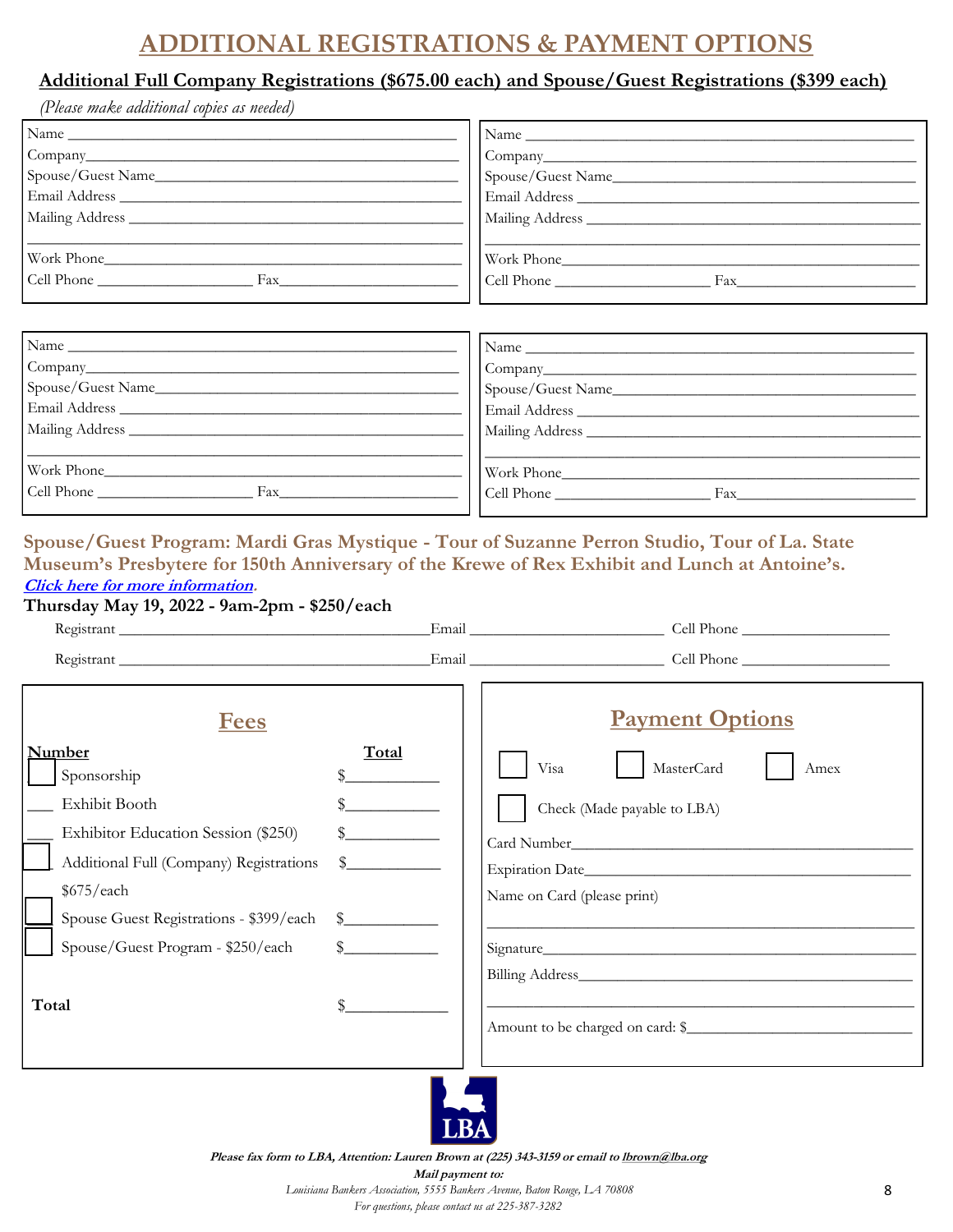# ADDITIONAL REGISTRATIONS & PAYMENT OPTIONS

**Additional Full Company Registrations ($675.00 each) and Spouse/Guest Registrations ($399 each)**

*(Please make additional copies as needed)*

Name ______________________________
Company ______________________________
Spouse/Guest Name ______________________________
Email Address ______________________________
Mailing Address ______________________________
______________________________
Work Phone ______________________________
Cell Phone ______________ Fax ______________

Name ______________________________
Company ______________________________
Spouse/Guest Name ______________________________
Email Address ______________________________
Mailing Address ______________________________
______________________________
Work Phone ______________________________
Cell Phone ______________ Fax ______________

Name ______________________________
Company ______________________________
Spouse/Guest Name ______________________________
Email Address ______________________________
Mailing Address ______________________________
______________________________
Work Phone ______________________________
Cell Phone ______________ Fax ______________

Name ______________________________
Company ______________________________
Spouse/Guest Name ______________________________
Email Address ______________________________
Mailing Address ______________________________
______________________________
Work Phone ______________________________
Cell Phone ______________ Fax ______________

**Spouse/Guest Program: Mardi Gras Mystique - Tour of Suzanne Perron Studio, Tour of La. State Museum's Presbytere for 150th Anniversary of the Krewe of Rex Exhibit and Lunch at Antoine's.**
***Click here for more information*.**

**Thursday May 19, 2022 - 9am-2pm - $250/each**

Registrant ______________________ Email ______________________ Cell Phone ______________

Registrant ______________________ Email ______________________ Cell Phone ______________

## Fees

| Number | | Total |
|---|---|---|
| ☐ | Sponsorship | $__________ |
| ___ | Exhibit Booth | $__________ |
| ___ | Exhibitor Education Session ($250) | $__________ |
| ☐ | Additional Full (Company) Registrations $675/each | $__________ |
| ☐ | Spouse Guest Registrations - $399/each | $__________ |
| ☐ | Spouse/Guest Program - $250/each | $__________ |
| **Total** | | $__________ |

## Payment Options

☐ Visa ☐ MasterCard ☐ Amex

☐ Check (Made payable to LBA)

Card Number ______________________________
Expiration Date ______________________________
Name on Card (please print)
______________________________
Signature ______________________________
Billing Address ______________________________
______________________________
Amount to be charged on card: $______________

LBA

***Please fax form to LBA, Attention: Lauren Brown at (225) 343-3159 or email to lbrown@lba.org***

***Mail payment to:***

*Louisiana Bankers Association, 5555 Bankers Avenue, Baton Rouge, LA 70808*

*For questions, please contact us at 225-387-3282*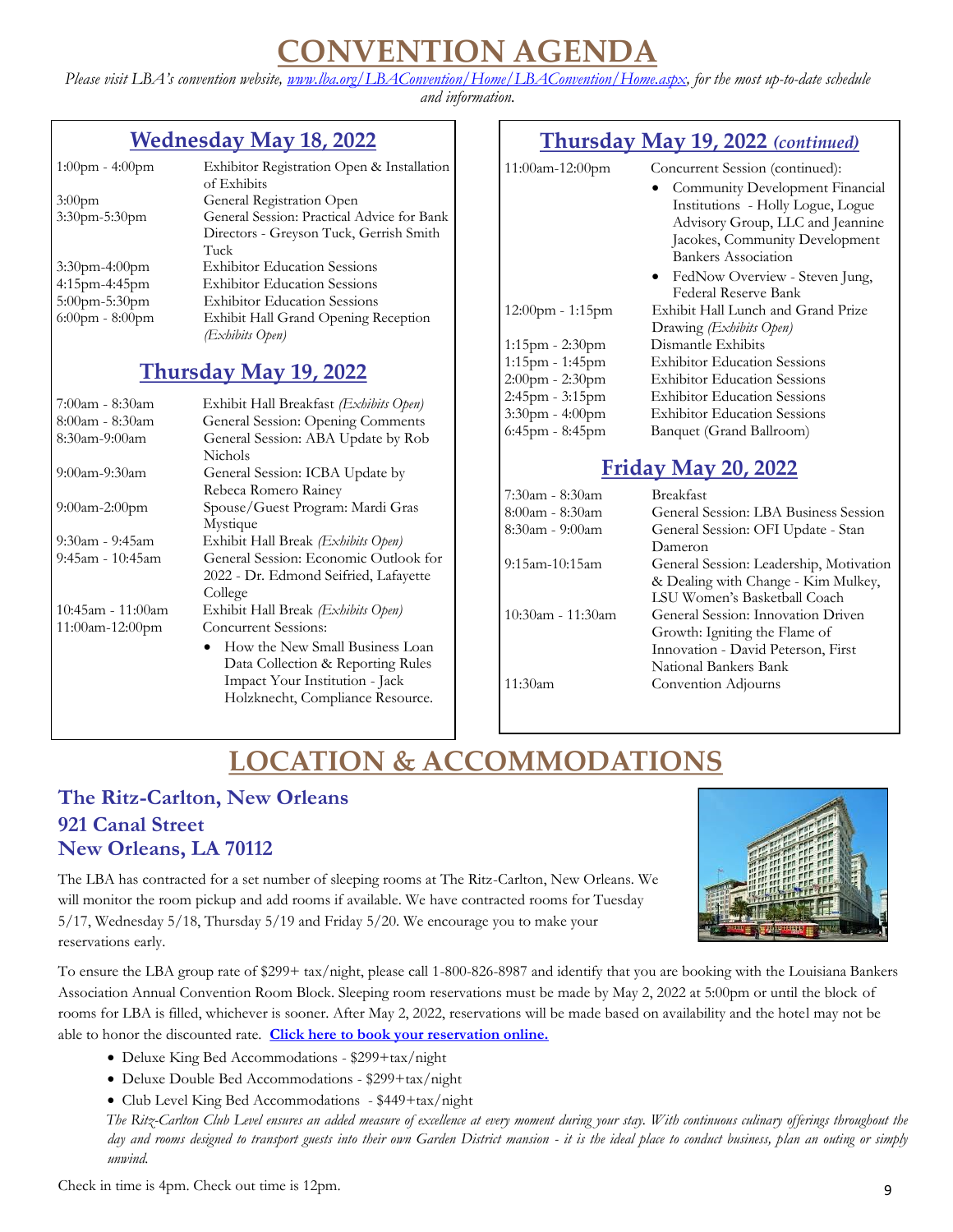# CONVENTION AGENDA

*Please visit LBA's convention website, [www.lba.org/LBAConvention/Home/LBAConvention/Home.aspx](www.lba.org/LBAConvention/Home/LBAConvention/Home.aspx), for the most up-to-date schedule and information.*

## Wednesday May 18, 2022

| | |
|---|---|
| 1:00pm - 4:00pm | Exhibitor Registration Open & Installation of Exhibits |
| 3:00pm | General Registration Open |
| 3:30pm-5:30pm | General Session: Practical Advice for Bank Directors - Greyson Tuck, Gerrish Smith Tuck |
| 3:30pm-4:00pm | Exhibitor Education Sessions |
| 4:15pm-4:45pm | Exhibitor Education Sessions |
| 5:00pm-5:30pm | Exhibitor Education Sessions |
| 6:00pm - 8:00pm | Exhibit Hall Grand Opening Reception *(Exhibits Open)* |

## Thursday May 19, 2022

| | |
|---|---|
| 7:00am - 8:30am | Exhibit Hall Breakfast *(Exhibits Open)* |
| 8:00am - 8:30am | General Session: Opening Comments |
| 8:30am-9:00am | General Session: ABA Update by Rob Nichols |
| 9:00am-9:30am | General Session: ICBA Update by Rebeca Romero Rainey |
| 9:00am-2:00pm | Spouse/Guest Program: Mardi Gras Mystique |
| 9:30am - 9:45am | Exhibit Hall Break *(Exhibits Open)* |
| 9:45am - 10:45am | General Session: Economic Outlook for 2022 - Dr. Edmond Seifried, Lafayette College |
| 10:45am - 11:00am | Exhibit Hall Break *(Exhibits Open)* |
| 11:00am-12:00pm | Concurrent Sessions: |

- How the New Small Business Loan Data Collection & Reporting Rules Impact Your Institution - Jack Holzknecht, Compliance Resource.

## Thursday May 19, 2022 *(continued)*

11:00am-12:00pm Concurrent Session (continued):

- Community Development Financial Institutions - Holly Logue, Logue Advisory Group, LLC and Jeannine Jacokes, Community Development Bankers Association
- FedNow Overview - Steven Jung, Federal Reserve Bank

| | |
|---|---|
| 12:00pm - 1:15pm | Exhibit Hall Lunch and Grand Prize Drawing *(Exhibits Open)* |
| 1:15pm - 2:30pm | Dismantle Exhibits |
| 1:15pm - 1:45pm | Exhibitor Education Sessions |
| 2:00pm - 2:30pm | Exhibitor Education Sessions |
| 2:45pm - 3:15pm | Exhibitor Education Sessions |
| 3:30pm - 4:00pm | Exhibitor Education Sessions |
| 6:45pm - 8:45pm | Banquet (Grand Ballroom) |

## Friday May 20, 2022

| | |
|---|---|
| 7:30am - 8:30am | Breakfast |
| 8:00am - 8:30am | General Session: LBA Business Session |
| 8:30am - 9:00am | General Session: OFI Update - Stan Dameron |
| 9:15am-10:15am | General Session: Leadership, Motivation & Dealing with Change - Kim Mulkey, LSU Women's Basketball Coach |
| 10:30am - 11:30am | General Session: Innovation Driven Growth: Igniting the Flame of Innovation - David Peterson, First National Bankers Bank |
| 11:30am | Convention Adjourns |

# LOCATION & ACCOMMODATIONS

### The Ritz-Carlton, New Orleans
### 921 Canal Street
### New Orleans, LA 70112

The LBA has contracted for a set number of sleeping rooms at The Ritz-Carlton, New Orleans. We will monitor the room pickup and add rooms if available. We have contracted rooms for Tuesday 5/17, Wednesday 5/18, Thursday 5/19 and Friday 5/20. We encourage you to make your reservations early.

To ensure the LBA group rate of $299+ tax/night, please call 1-800-826-8987 and identify that you are booking with the Louisiana Bankers Association Annual Convention Room Block. Sleeping room reservations must be made by May 2, 2022 at 5:00pm or until the block of rooms for LBA is filled, whichever is sooner. After May 2, 2022, reservations will be made based on availability and the hotel may not be able to honor the discounted rate. **Click here to book your reservation online.**

- Deluxe King Bed Accommodations - $299+tax/night
- Deluxe Double Bed Accommodations - $299+tax/night
- Club Level King Bed Accommodations - $449+tax/night

*The Ritz-Carlton Club Level ensures an added measure of excellence at every moment during your stay. With continuous culinary offerings throughout the day and rooms designed to transport guests into their own Garden District mansion - it is the ideal place to conduct business, plan an outing or simply unwind.*

Check in time is 4pm. Check out time is 12pm.